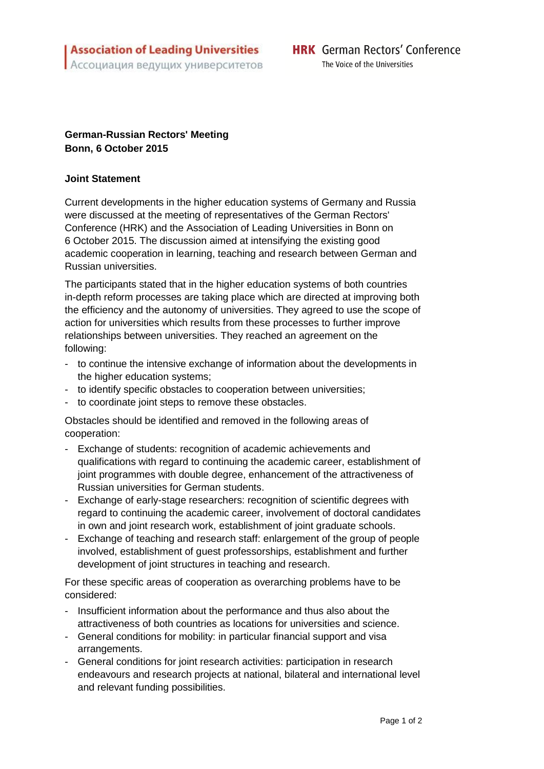**Association of Leading Universities**
Ассоциация ведущих университетов

**HRK** German Rectors' Conference
The Voice of the Universities

**German-Russian Rectors' Meeting**
**Bonn, 6 October 2015**

**Joint Statement**

Current developments in the higher education systems of Germany and Russia were discussed at the meeting of representatives of the German Rectors' Conference (HRK) and the Association of Leading Universities in Bonn on 6 October 2015. The discussion aimed at intensifying the existing good academic cooperation in learning, teaching and research between German and Russian universities.

The participants stated that in the higher education systems of both countries in-depth reform processes are taking place which are directed at improving both the efficiency and the autonomy of universities. They agreed to use the scope of action for universities which results from these processes to further improve relationships between universities. They reached an agreement on the following:

- to continue the intensive exchange of information about the developments in the higher education systems;
- to identify specific obstacles to cooperation between universities;
- to coordinate joint steps to remove these obstacles.

Obstacles should be identified and removed in the following areas of cooperation:

- Exchange of students: recognition of academic achievements and qualifications with regard to continuing the academic career, establishment of joint programmes with double degree, enhancement of the attractiveness of Russian universities for German students.
- Exchange of early-stage researchers: recognition of scientific degrees with regard to continuing the academic career, involvement of doctoral candidates in own and joint research work, establishment of joint graduate schools.
- Exchange of teaching and research staff: enlargement of the group of people involved, establishment of guest professorships, establishment and further development of joint structures in teaching and research.

For these specific areas of cooperation as overarching problems have to be considered:

- Insufficient information about the performance and thus also about the attractiveness of both countries as locations for universities and science.
- General conditions for mobility: in particular financial support and visa arrangements.
- General conditions for joint research activities: participation in research endeavours and research projects at national, bilateral and international level and relevant funding possibilities.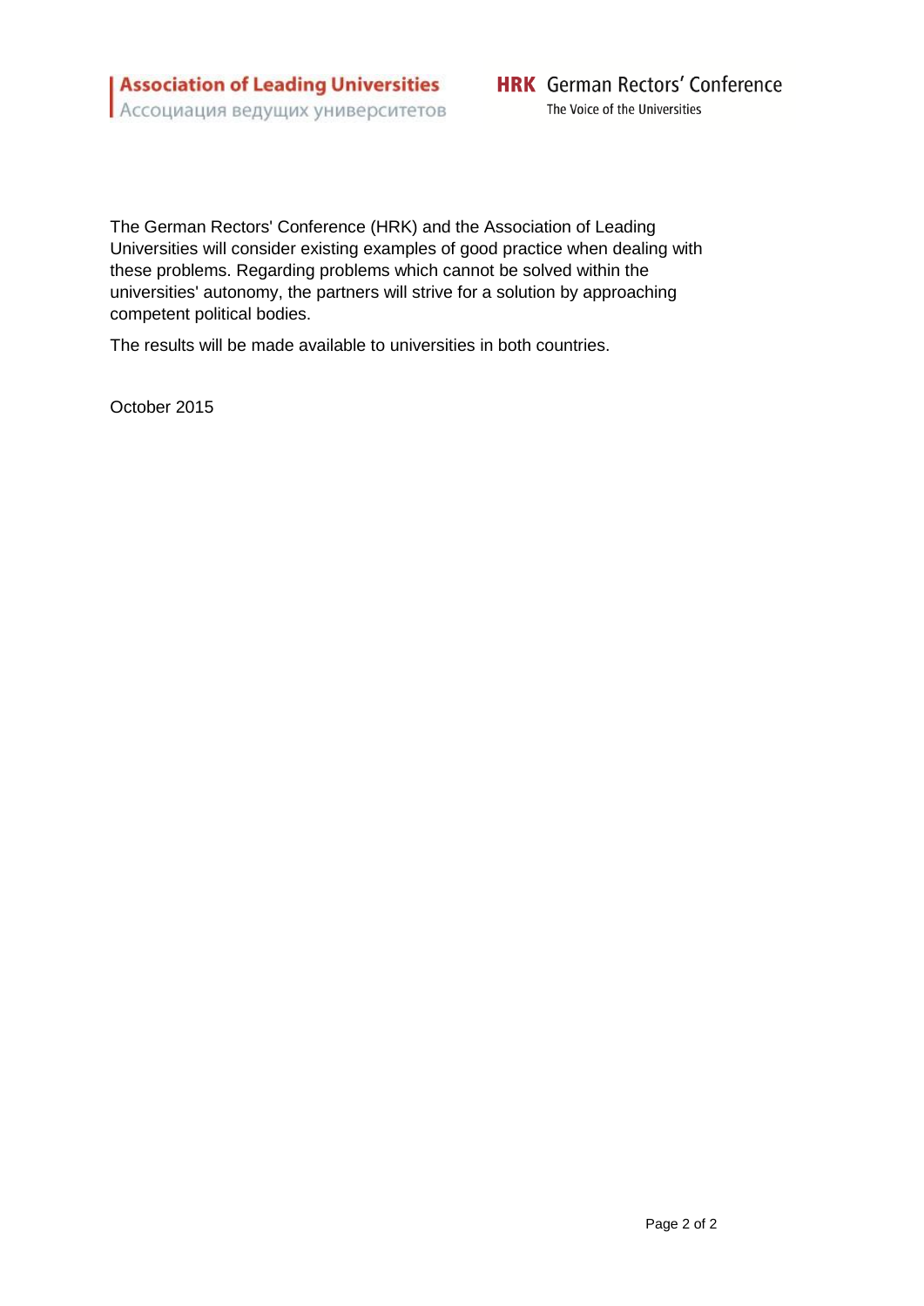The German Rectors' Conference (HRK) and the Association of Leading Universities will consider existing examples of good practice when dealing with these problems. Regarding problems which cannot be solved within the universities' autonomy, the partners will strive for a solution by approaching competent political bodies.

The results will be made available to universities in both countries.

October 2015